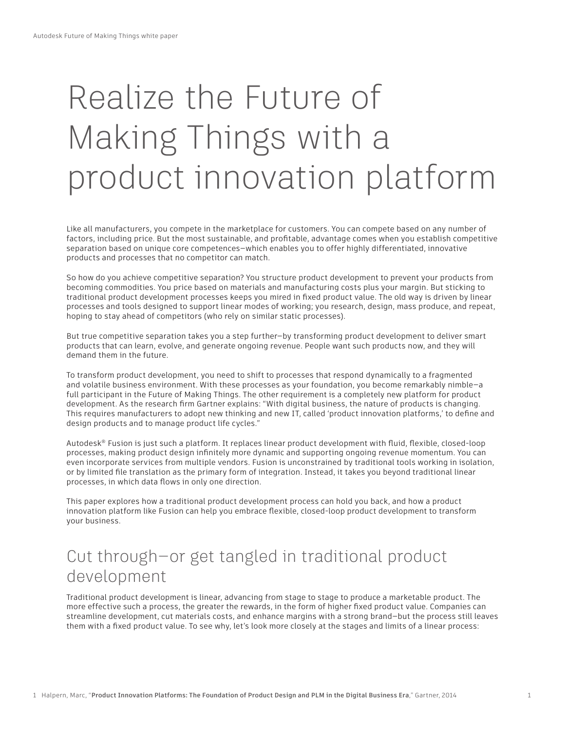# Realize the Future of Making Things with a product innovation platform

Like all manufacturers, you compete in the marketplace for customers. You can compete based on any number of factors, including price. But the most sustainable, and profitable, advantage comes when you establish competitive separation based on unique core competences—which enables you to offer highly differentiated, innovative products and processes that no competitor can match.

So how do you achieve competitive separation? You structure product development to prevent your products from becoming commodities. You price based on materials and manufacturing costs plus your margin. But sticking to traditional product development processes keeps you mired in fixed product value. The old way is driven by linear processes and tools designed to support linear modes of working; you research, design, mass produce, and repeat, hoping to stay ahead of competitors (who rely on similar static processes).

But true competitive separation takes you a step further—by transforming product development to deliver smart products that can learn, evolve, and generate ongoing revenue. People want such products now, and they will demand them in the future.

To transform product development, you need to shift to processes that respond dynamically to a fragmented and volatile business environment. With these processes as your foundation, you become remarkably nimble—a full participant in the Future of Making Things. The other requirement is a completely new platform for product development. As the research firm Gartner explains: "With digital business, the nature of products is changing. This requires manufacturers to adopt new thinking and new IT, called 'product innovation platforms,' to define and design products and to manage product life cycles."

Autodesk® Fusion is just such a platform. It replaces linear product development with fluid, flexible, closed-loop processes, making product design infinitely more dynamic and supporting ongoing revenue momentum. You can even incorporate services from multiple vendors. Fusion is unconstrained by traditional tools working in isolation, or by limited file translation as the primary form of integration. Instead, it takes you beyond traditional linear processes, in which data flows in only one direction.

This paper explores how a traditional product development process can hold you back, and how a product innovation platform like Fusion can help you embrace flexible, closed-loop product development to transform your business.

## Cut through—or get tangled in traditional product development

Traditional product development is linear, advancing from stage to stage to produce a marketable product. The more effective such a process, the greater the rewards, in the form of higher fixed product value. Companies can streamline development, cut materials costs, and enhance margins with a strong brand—but the process still leaves them with a fixed product value. To see why, let's look more closely at the stages and limits of a linear process:

1 Halpern, Marc, "**Product Innovation Platforms: The Foundation of Product Design and PLM in the Digital Business Era**," Gartner, 2014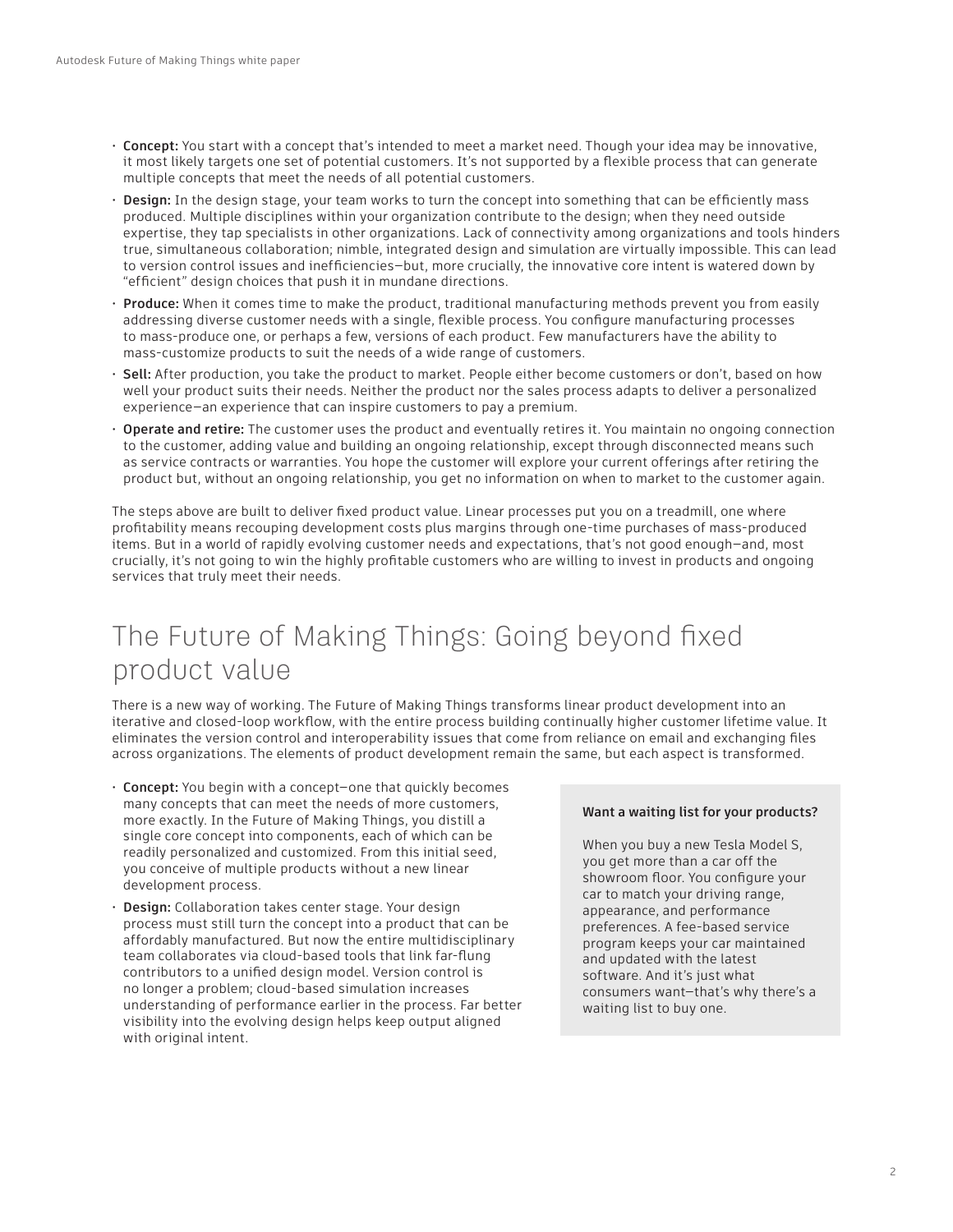- **Concept:** You start with a concept that's intended to meet a market need. Though your idea may be innovative, it most likely targets one set of potential customers. It's not supported by a flexible process that can generate multiple concepts that meet the needs of all potential customers.
- **Design:** In the design stage, your team works to turn the concept into something that can be efficiently mass produced. Multiple disciplines within your organization contribute to the design; when they need outside expertise, they tap specialists in other organizations. Lack of connectivity among organizations and tools hinders true, simultaneous collaboration; nimble, integrated design and simulation are virtually impossible. This can lead to version control issues and inefficiencies—but, more crucially, the innovative core intent is watered down by "efficient" design choices that push it in mundane directions.
- **Produce:** When it comes time to make the product, traditional manufacturing methods prevent you from easily addressing diverse customer needs with a single, flexible process. You configure manufacturing processes to mass-produce one, or perhaps a few, versions of each product. Few manufacturers have the ability to mass-customize products to suit the needs of a wide range of customers.
- **Sell:** After production, you take the product to market. People either become customers or don't, based on how well your product suits their needs. Neither the product nor the sales process adapts to deliver a personalized experience—an experience that can inspire customers to pay a premium.
- **Operate and retire:** The customer uses the product and eventually retires it. You maintain no ongoing connection to the customer, adding value and building an ongoing relationship, except through disconnected means such as service contracts or warranties. You hope the customer will explore your current offerings after retiring the product but, without an ongoing relationship, you get no information on when to market to the customer again.

The steps above are built to deliver fixed product value. Linear processes put you on a treadmill, one where profitability means recouping development costs plus margins through one-time purchases of mass-produced items. But in a world of rapidly evolving customer needs and expectations, that's not good enough—and, most crucially, it's not going to win the highly profitable customers who are willing to invest in products and ongoing services that truly meet their needs.

## The Future of Making Things: Going beyond fixed product value

There is a new way of working. The Future of Making Things transforms linear product development into an iterative and closed-loop workflow, with the entire process building continually higher customer lifetime value. It eliminates the version control and interoperability issues that come from reliance on email and exchanging files across organizations. The elements of product development remain the same, but each aspect is transformed.

- **Concept:** You begin with a concept—one that quickly becomes many concepts that can meet the needs of more customers, more exactly. In the Future of Making Things, you distill a single core concept into components, each of which can be readily personalized and customized. From this initial seed, you conceive of multiple products without a new linear development process.
- **Design:** Collaboration takes center stage. Your design process must still turn the concept into a product that can be affordably manufactured. But now the entire multidisciplinary team collaborates via cloud-based tools that link far-flung contributors to a unified design model. Version control is no longer a problem; cloud-based simulation increases understanding of performance earlier in the process. Far better visibility into the evolving design helps keep output aligned with original intent.

**Want a waiting list for your products?**

When you buy a new Tesla Model S, you get more than a car off the showroom floor. You configure your car to match your driving range, appearance, and performance preferences. A fee-based service program keeps your car maintained and updated with the latest software. And it's just what consumers want—that's why there's a waiting list to buy one.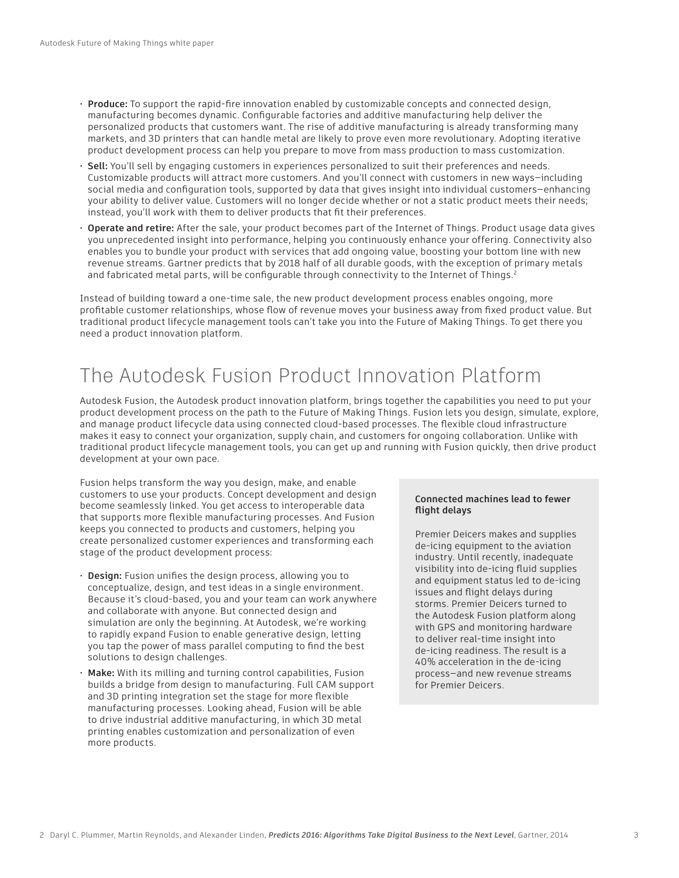- **Produce:** To support the rapid-fire innovation enabled by customizable concepts and connected design, manufacturing becomes dynamic. Configurable factories and additive manufacturing help deliver the personalized products that customers want. The rise of additive manufacturing is already transforming many markets, and 3D printers that can handle metal are likely to prove even more revolutionary. Adopting iterative product development process can help you prepare to move from mass production to mass customization.
- **Sell:** You'll sell by engaging customers in experiences personalized to suit their preferences and needs. Customizable products will attract more customers. And you'll connect with customers in new ways—including social media and configuration tools, supported by data that gives insight into individual customers—enhancing your ability to deliver value. Customers will no longer decide whether or not a static product meets their needs; instead, you'll work with them to deliver products that fit their preferences.
- **Operate and retire:** After the sale, your product becomes part of the Internet of Things. Product usage data gives you unprecedented insight into performance, helping you continuously enhance your offering. Connectivity also enables you to bundle your product with services that add ongoing value, boosting your bottom line with new revenue streams. Gartner predicts that by 2018 half of all durable goods, with the exception of primary metals and fabricated metal parts, will be configurable through connectivity to the Internet of Things.[2]

Instead of building toward a one-time sale, the new product development process enables ongoing, more profitable customer relationships, whose flow of revenue moves your business away from fixed product value. But traditional product lifecycle management tools can't take you into the Future of Making Things. To get there you need a product innovation platform.

## The Autodesk Fusion Product Innovation Platform

Autodesk Fusion, the Autodesk product innovation platform, brings together the capabilities you need to put your product development process on the path to the Future of Making Things. Fusion lets you design, simulate, explore, and manage product lifecycle data using connected cloud-based processes. The flexible cloud infrastructure makes it easy to connect your organization, supply chain, and customers for ongoing collaboration. Unlike with traditional product lifecycle management tools, you can get up and running with Fusion quickly, then drive product development at your own pace.

Fusion helps transform the way you design, make, and enable customers to use your products. Concept development and design become seamlessly linked. You get access to interoperable data that supports more flexible manufacturing processes. And Fusion keeps you connected to products and customers, helping you create personalized customer experiences and transforming each stage of the product development process:

- **Design:** Fusion unifies the design process, allowing you to conceptualize, design, and test ideas in a single environment. Because it's cloud-based, you and your team can work anywhere and collaborate with anyone. But connected design and simulation are only the beginning. At Autodesk, we're working to rapidly expand Fusion to enable generative design, letting you tap the power of mass parallel computing to find the best solutions to design challenges.
- **Make:** With its milling and turning control capabilities, Fusion builds a bridge from design to manufacturing. Full CAM support and 3D printing integration set the stage for more flexible manufacturing processes. Looking ahead, Fusion will be able to drive industrial additive manufacturing, in which 3D metal printing enables customization and personalization of even more products.

**Connected machines lead to fewer flight delays**

Premier Deicers makes and supplies de-icing equipment to the aviation industry. Until recently, inadequate visibility into de-icing fluid supplies and equipment status led to de-icing issues and flight delays during storms. Premier Deicers turned to the Autodesk Fusion platform along with GPS and monitoring hardware to deliver real-time insight into de-icing readiness. The result is a 40% acceleration in the de-icing process—and new revenue streams for Premier Deicers.

2 Daryl C. Plummer, Martin Reynolds, and Alexander Linden, ***Predicts 2016: Algorithms Take Digital Business to the Next Level***, Gartner, 2014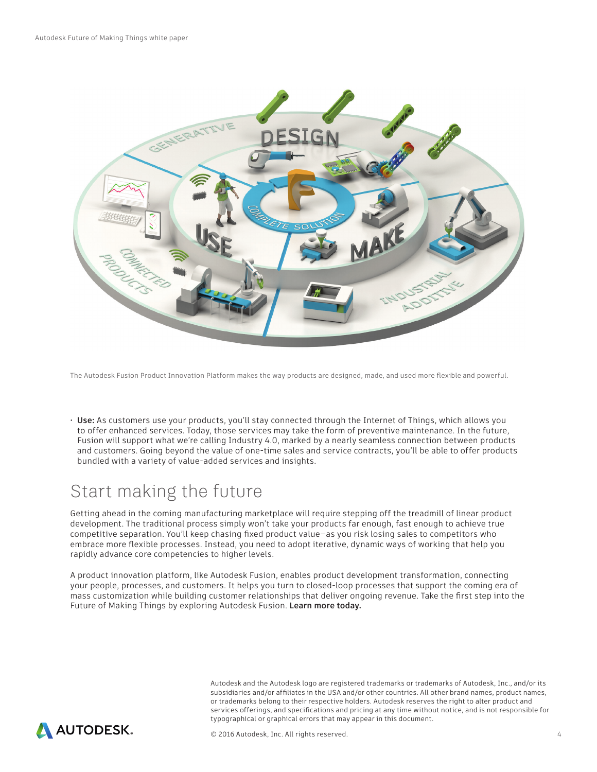The Autodesk Fusion Product Innovation Platform makes the way products are designed, made, and used more flexible and powerful.

- **Use:** As customers use your products, you'll stay connected through the Internet of Things, which allows you to offer enhanced services. Today, those services may take the form of preventive maintenance. In the future, Fusion will support what we're calling Industry 4.0, marked by a nearly seamless connection between products and customers. Going beyond the value of one-time sales and service contracts, you'll be able to offer products bundled with a variety of value-added services and insights.

## Start making the future

Getting ahead in the coming manufacturing marketplace will require stepping off the treadmill of linear product development. The traditional process simply won't take your products far enough, fast enough to achieve true competitive separation. You'll keep chasing fixed product value—as you risk losing sales to competitors who embrace more flexible processes. Instead, you need to adopt iterative, dynamic ways of working that help you rapidly advance core competencies to higher levels.

A product innovation platform, like Autodesk Fusion, enables product development transformation, connecting your people, processes, and customers. It helps you turn to closed-loop processes that support the coming era of mass customization while building customer relationships that deliver ongoing revenue. Take the first step into the Future of Making Things by exploring Autodesk Fusion. **Learn more today.**

Autodesk and the Autodesk logo are registered trademarks or trademarks of Autodesk, Inc., and/or its subsidiaries and/or affiliates in the USA and/or other countries. All other brand names, product names, or trademarks belong to their respective holders. Autodesk reserves the right to alter product and services offerings, and specifications and pricing at any time without notice, and is not responsible for typographical or graphical errors that may appear in this document.

© 2016 Autodesk, Inc. All rights reserved.